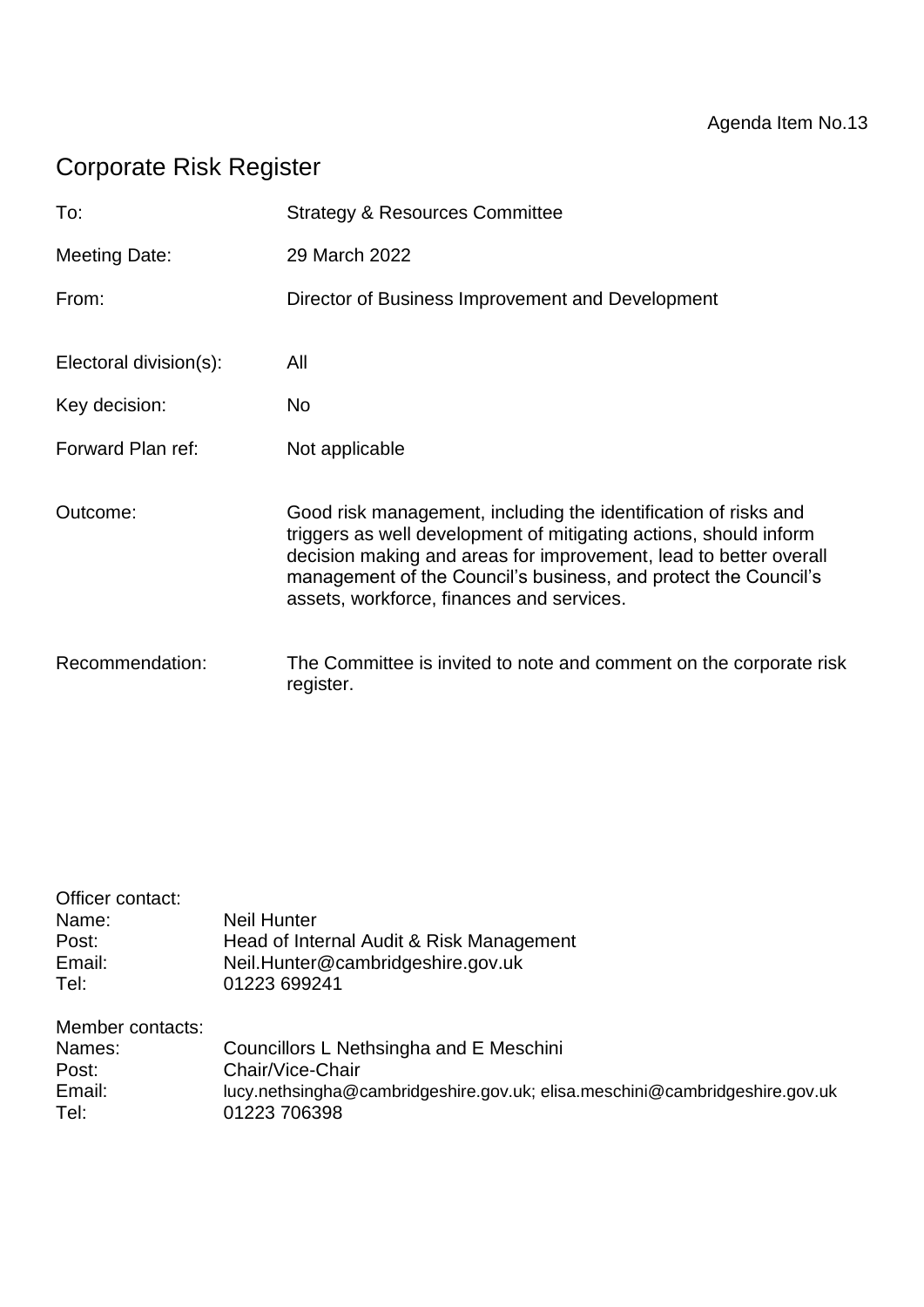Agenda Item No.13

# Corporate Risk Register

| | |
|---|---|
| To: | Strategy & Resources Committee |
| Meeting Date: | 29 March 2022 |
| From: | Director of Business Improvement and Development |
| Electoral division(s): | All |
| Key decision: | No |
| Forward Plan ref: | Not applicable |
| Outcome: | Good risk management, including the identification of risks and triggers as well development of mitigating actions, should inform decision making and areas for improvement, lead to better overall management of the Council's business, and protect the Council's assets, workforce, finances and services. |
| Recommendation: | The Committee is invited to note and comment on the corporate risk register. |

Officer contact:

| | |
|---|---|
| Name: | Neil Hunter |
| Post: | Head of Internal Audit & Risk Management |
| Email: | Neil.Hunter@cambridgeshire.gov.uk |
| Tel: | 01223 699241 |

Member contacts:

| | |
|---|---|
| Names: | Councillors L Nethsingha and E Meschini |
| Post: | Chair/Vice-Chair |
| Email: | lucy.nethsingha@cambridgeshire.gov.uk; elisa.meschini@cambridgeshire.gov.uk |
| Tel: | 01223 706398 |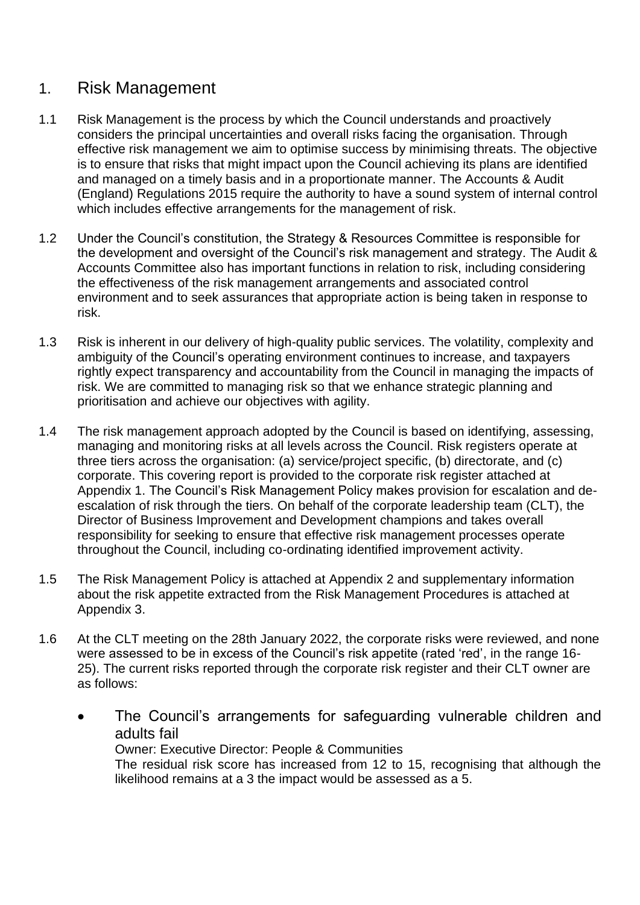# 1. Risk Management

1.1 Risk Management is the process by which the Council understands and proactively considers the principal uncertainties and overall risks facing the organisation. Through effective risk management we aim to optimise success by minimising threats. The objective is to ensure that risks that might impact upon the Council achieving its plans are identified and managed on a timely basis and in a proportionate manner. The Accounts & Audit (England) Regulations 2015 require the authority to have a sound system of internal control which includes effective arrangements for the management of risk.

1.2 Under the Council's constitution, the Strategy & Resources Committee is responsible for the development and oversight of the Council's risk management and strategy. The Audit & Accounts Committee also has important functions in relation to risk, including considering the effectiveness of the risk management arrangements and associated control environment and to seek assurances that appropriate action is being taken in response to risk.

1.3 Risk is inherent in our delivery of high-quality public services. The volatility, complexity and ambiguity of the Council's operating environment continues to increase, and taxpayers rightly expect transparency and accountability from the Council in managing the impacts of risk. We are committed to managing risk so that we enhance strategic planning and prioritisation and achieve our objectives with agility.

1.4 The risk management approach adopted by the Council is based on identifying, assessing, managing and monitoring risks at all levels across the Council. Risk registers operate at three tiers across the organisation: (a) service/project specific, (b) directorate, and (c) corporate. This covering report is provided to the corporate risk register attached at Appendix 1. The Council's Risk Management Policy makes provision for escalation and de-escalation of risk through the tiers. On behalf of the corporate leadership team (CLT), the Director of Business Improvement and Development champions and takes overall responsibility for seeking to ensure that effective risk management processes operate throughout the Council, including co-ordinating identified improvement activity.

1.5 The Risk Management Policy is attached at Appendix 2 and supplementary information about the risk appetite extracted from the Risk Management Procedures is attached at Appendix 3.

1.6 At the CLT meeting on the 28th January 2022, the corporate risks were reviewed, and none were assessed to be in excess of the Council's risk appetite (rated 'red', in the range 16-25). The current risks reported through the corporate risk register and their CLT owner are as follows:

- The Council's arrangements for safeguarding vulnerable children and adults fail
  Owner: Executive Director: People & Communities
  The residual risk score has increased from 12 to 15, recognising that although the likelihood remains at a 3 the impact would be assessed as a 5.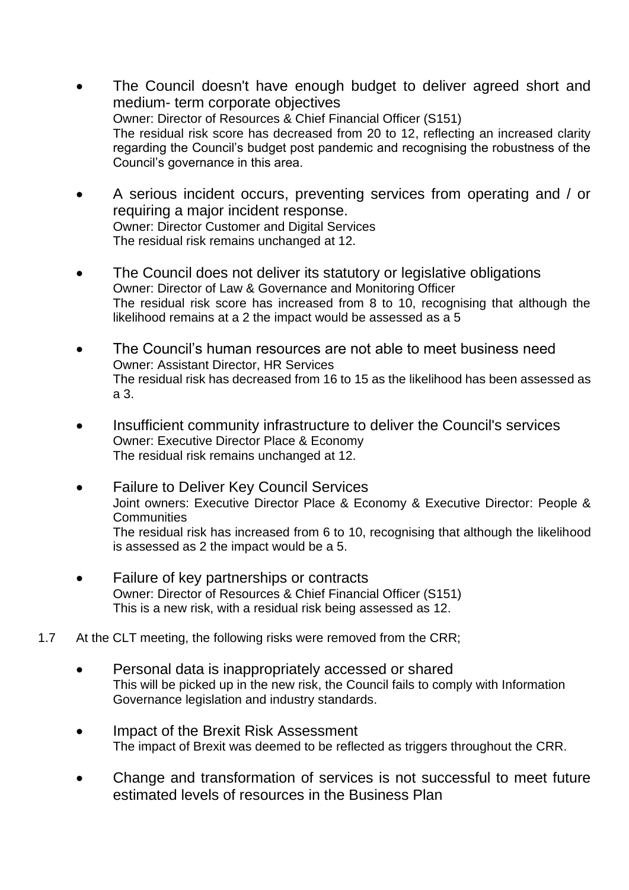- The Council doesn't have enough budget to deliver agreed short and medium- term corporate objectives
  Owner: Director of Resources & Chief Financial Officer (S151)
  The residual risk score has decreased from 20 to 12, reflecting an increased clarity regarding the Council's budget post pandemic and recognising the robustness of the Council's governance in this area.

- A serious incident occurs, preventing services from operating and / or requiring a major incident response.
  Owner: Director Customer and Digital Services
  The residual risk remains unchanged at 12.

- The Council does not deliver its statutory or legislative obligations
  Owner: Director of Law & Governance and Monitoring Officer
  The residual risk score has increased from 8 to 10, recognising that although the likelihood remains at a 2 the impact would be assessed as a 5

- The Council's human resources are not able to meet business need
  Owner: Assistant Director, HR Services
  The residual risk has decreased from 16 to 15 as the likelihood has been assessed as a 3.

- Insufficient community infrastructure to deliver the Council's services
  Owner: Executive Director Place & Economy
  The residual risk remains unchanged at 12.

- Failure to Deliver Key Council Services
  Joint owners: Executive Director Place & Economy & Executive Director: People & Communities
  The residual risk has increased from 6 to 10, recognising that although the likelihood is assessed as 2 the impact would be a 5.

- Failure of key partnerships or contracts
  Owner: Director of Resources & Chief Financial Officer (S151)
  This is a new risk, with a residual risk being assessed as 12.

1.7 At the CLT meeting, the following risks were removed from the CRR;

- Personal data is inappropriately accessed or shared
  This will be picked up in the new risk, the Council fails to comply with Information Governance legislation and industry standards.

- Impact of the Brexit Risk Assessment
  The impact of Brexit was deemed to be reflected as triggers throughout the CRR.

- Change and transformation of services is not successful to meet future estimated levels of resources in the Business Plan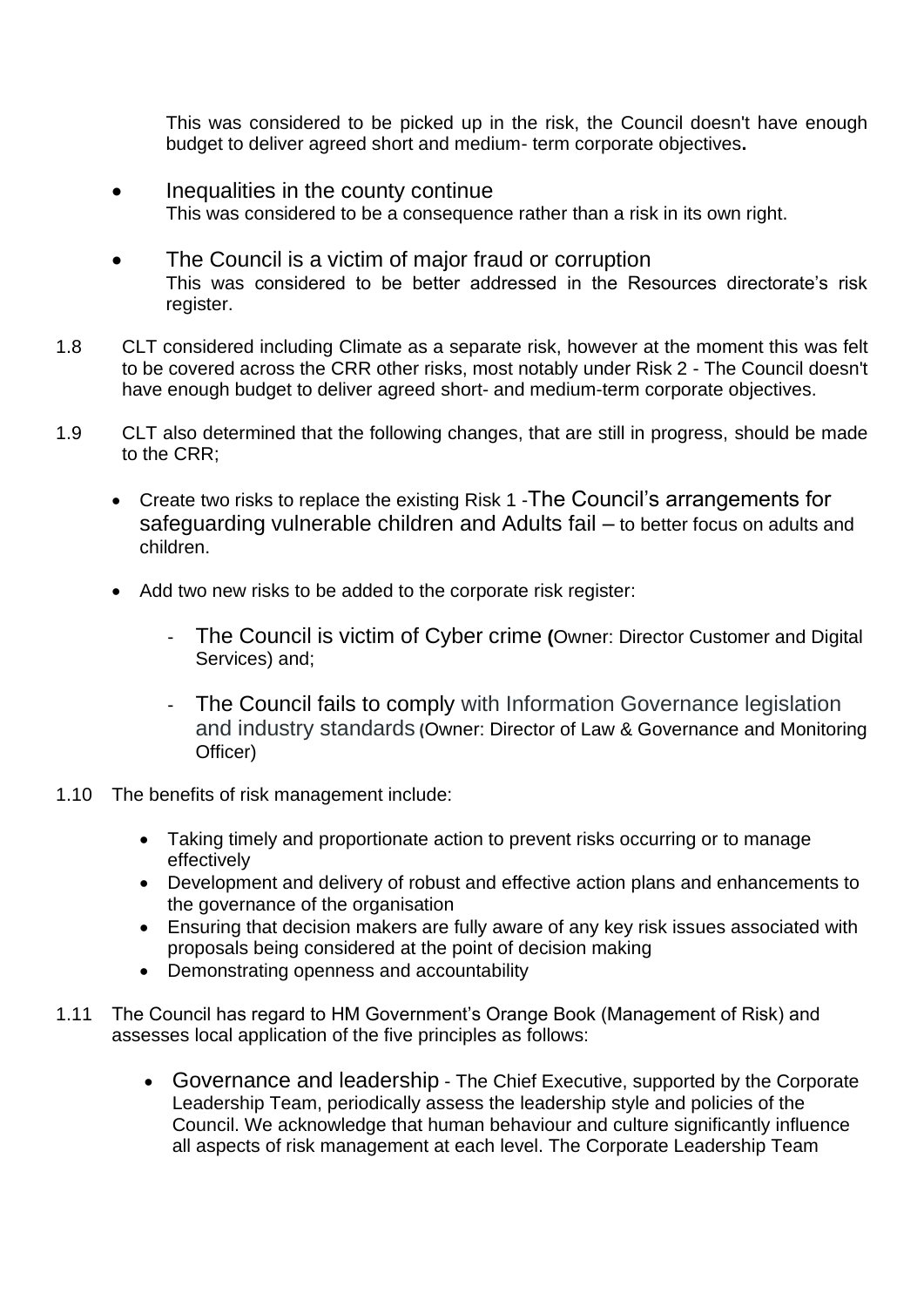This was considered to be picked up in the risk, the Council doesn't have enough budget to deliver agreed short and medium- term corporate objectives**.**

- Inequalities in the county continue
  This was considered to be a consequence rather than a risk in its own right.

- The Council is a victim of major fraud or corruption
  This was considered to be better addressed in the Resources directorate's risk register.

1.8 CLT considered including Climate as a separate risk, however at the moment this was felt to be covered across the CRR other risks, most notably under Risk 2 - The Council doesn't have enough budget to deliver agreed short- and medium-term corporate objectives.

1.9 CLT also determined that the following changes, that are still in progress, should be made to the CRR;

- Create two risks to replace the existing Risk 1 -The Council's arrangements for safeguarding vulnerable children and Adults fail – to better focus on adults and children.

- Add two new risks to be added to the corporate risk register:

  - The Council is victim of Cyber crime **(**Owner: Director Customer and Digital Services) and;

  - The Council fails to comply with Information Governance legislation and industry standards (Owner: Director of Law & Governance and Monitoring Officer)

1.10 The benefits of risk management include:

- Taking timely and proportionate action to prevent risks occurring or to manage effectively
- Development and delivery of robust and effective action plans and enhancements to the governance of the organisation
- Ensuring that decision makers are fully aware of any key risk issues associated with proposals being considered at the point of decision making
- Demonstrating openness and accountability

1.11 The Council has regard to HM Government's Orange Book (Management of Risk) and assesses local application of the five principles as follows:

- Governance and leadership - The Chief Executive, supported by the Corporate Leadership Team, periodically assess the leadership style and policies of the Council. We acknowledge that human behaviour and culture significantly influence all aspects of risk management at each level. The Corporate Leadership Team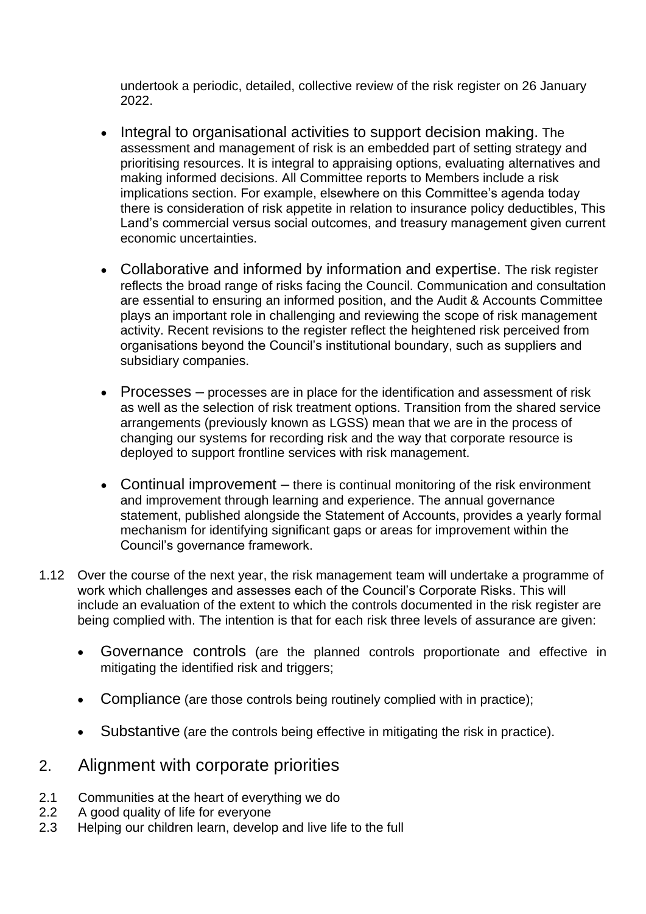undertook a periodic, detailed, collective review of the risk register on 26 January 2022.

- Integral to organisational activities to support decision making. The assessment and management of risk is an embedded part of setting strategy and prioritising resources. It is integral to appraising options, evaluating alternatives and making informed decisions. All Committee reports to Members include a risk implications section. For example, elsewhere on this Committee's agenda today there is consideration of risk appetite in relation to insurance policy deductibles, This Land's commercial versus social outcomes, and treasury management given current economic uncertainties.

- Collaborative and informed by information and expertise. The risk register reflects the broad range of risks facing the Council. Communication and consultation are essential to ensuring an informed position, and the Audit & Accounts Committee plays an important role in challenging and reviewing the scope of risk management activity. Recent revisions to the register reflect the heightened risk perceived from organisations beyond the Council's institutional boundary, such as suppliers and subsidiary companies.

- Processes – processes are in place for the identification and assessment of risk as well as the selection of risk treatment options. Transition from the shared service arrangements (previously known as LGSS) mean that we are in the process of changing our systems for recording risk and the way that corporate resource is deployed to support frontline services with risk management.

- Continual improvement – there is continual monitoring of the risk environment and improvement through learning and experience. The annual governance statement, published alongside the Statement of Accounts, provides a yearly formal mechanism for identifying significant gaps or areas for improvement within the Council's governance framework.

1.12 Over the course of the next year, the risk management team will undertake a programme of work which challenges and assesses each of the Council's Corporate Risks. This will include an evaluation of the extent to which the controls documented in the risk register are being complied with. The intention is that for each risk three levels of assurance are given:

- Governance controls (are the planned controls proportionate and effective in mitigating the identified risk and triggers;
- Compliance (are those controls being routinely complied with in practice);
- Substantive (are the controls being effective in mitigating the risk in practice).

## 2. Alignment with corporate priorities

2.1 Communities at the heart of everything we do

2.2 A good quality of life for everyone

2.3 Helping our children learn, develop and live life to the full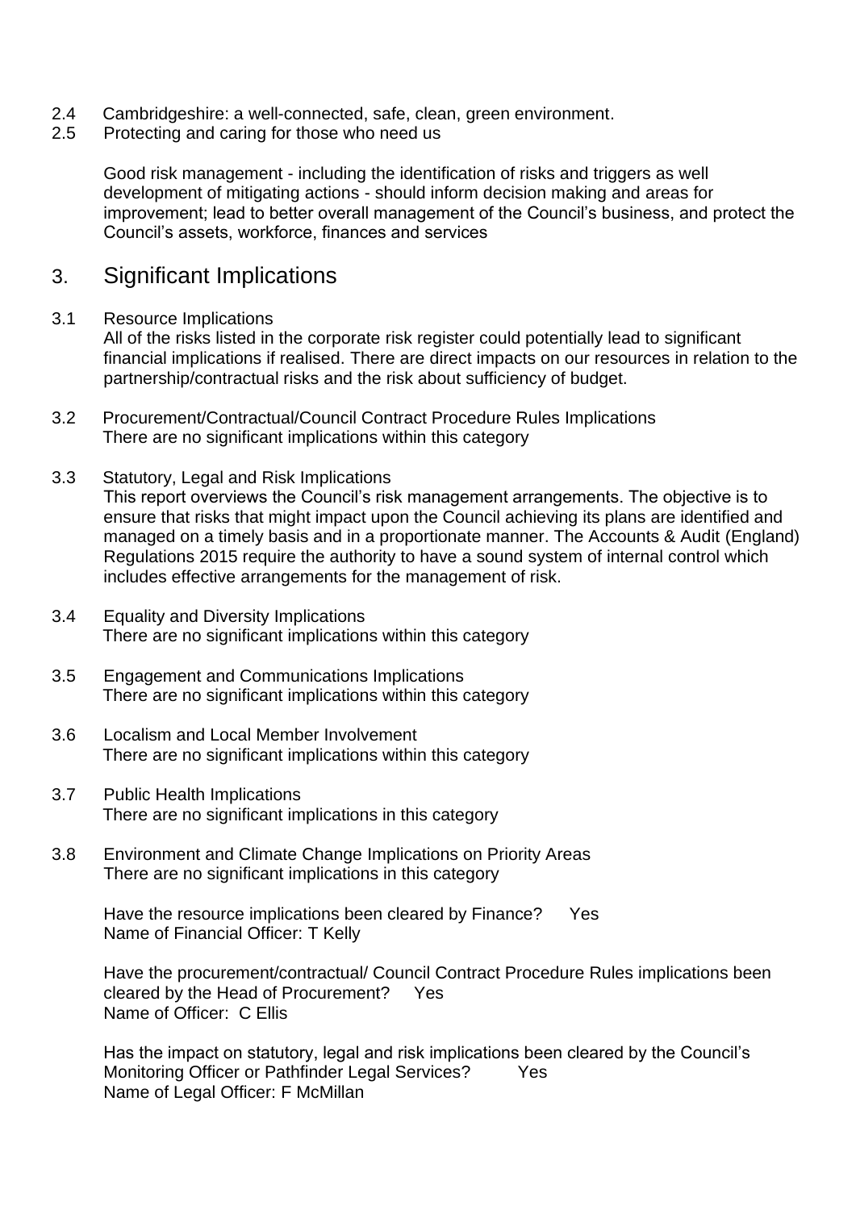2.4 Cambridgeshire: a well-connected, safe, clean, green environment.

2.5 Protecting and caring for those who need us

Good risk management - including the identification of risks and triggers as well development of mitigating actions - should inform decision making and areas for improvement; lead to better overall management of the Council's business, and protect the Council's assets, workforce, finances and services

## 3. Significant Implications

3.1 Resource Implications

All of the risks listed in the corporate risk register could potentially lead to significant financial implications if realised. There are direct impacts on our resources in relation to the partnership/contractual risks and the risk about sufficiency of budget.

3.2 Procurement/Contractual/Council Contract Procedure Rules Implications

There are no significant implications within this category

3.3 Statutory, Legal and Risk Implications

This report overviews the Council's risk management arrangements. The objective is to ensure that risks that might impact upon the Council achieving its plans are identified and managed on a timely basis and in a proportionate manner. The Accounts & Audit (England) Regulations 2015 require the authority to have a sound system of internal control which includes effective arrangements for the management of risk.

3.4 Equality and Diversity Implications

There are no significant implications within this category

3.5 Engagement and Communications Implications

There are no significant implications within this category

3.6 Localism and Local Member Involvement

There are no significant implications within this category

3.7 Public Health Implications

There are no significant implications in this category

3.8 Environment and Climate Change Implications on Priority Areas

There are no significant implications in this category

Have the resource implications been cleared by Finance? Yes
Name of Financial Officer: T Kelly

Have the procurement/contractual/ Council Contract Procedure Rules implications been cleared by the Head of Procurement? Yes
Name of Officer: C Ellis

Has the impact on statutory, legal and risk implications been cleared by the Council's Monitoring Officer or Pathfinder Legal Services? Yes
Name of Legal Officer: F McMillan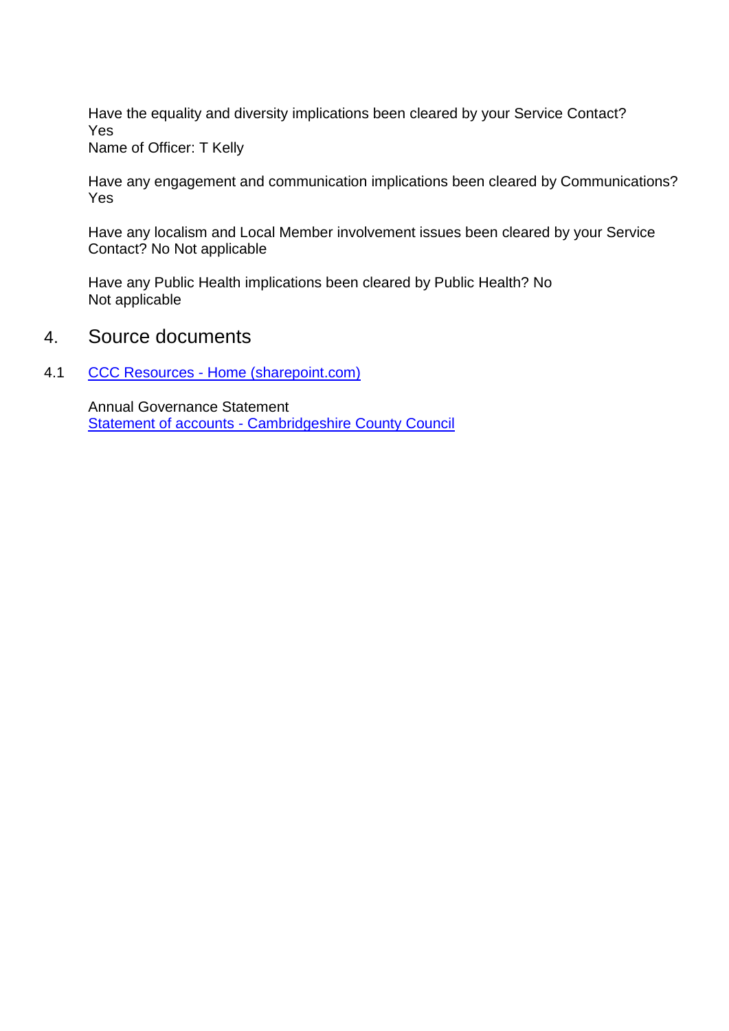Have the equality and diversity implications been cleared by your Service Contact?
Yes
Name of Officer: T Kelly

Have any engagement and communication implications been cleared by Communications?
Yes

Have any localism and Local Member involvement issues been cleared by your Service Contact? No Not applicable

Have any Public Health implications been cleared by Public Health? No
Not applicable

## 4. Source documents

4.1 CCC Resources - Home (sharepoint.com)

Annual Governance Statement
Statement of accounts - Cambridgeshire County Council